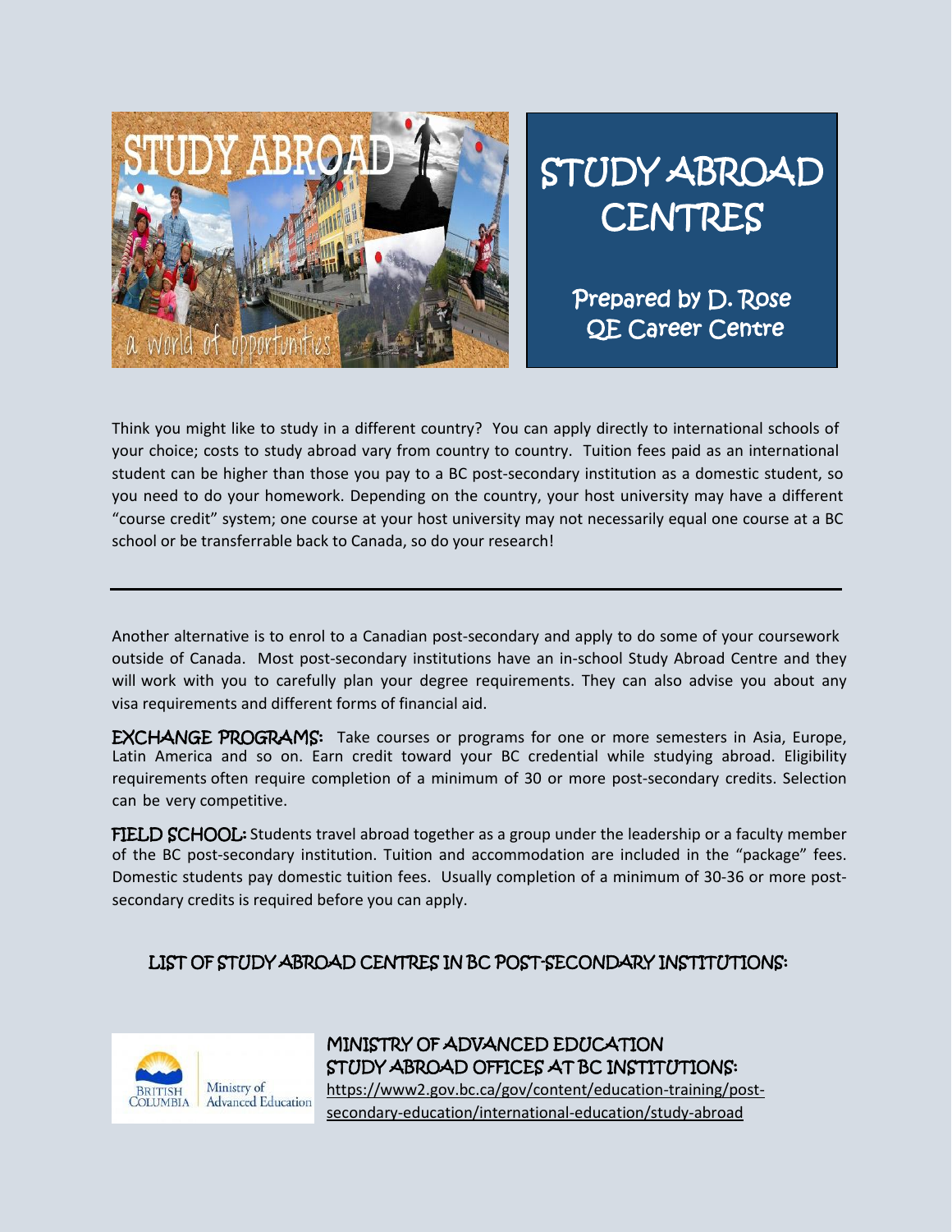# STUDY ABROAD CENTRES

Prepared by D. Rose
QE Career Centre

Think you might like to study in a different country? You can apply directly to international schools of your choice; costs to study abroad vary from country to country. Tuition fees paid as an international student can be higher than those you pay to a BC post-secondary institution as a domestic student, so you need to do your homework. Depending on the country, your host university may have a different "course credit" system; one course at your host university may not necessarily equal one course at a BC school or be transferrable back to Canada, so do your research!

---

Another alternative is to enrol to a Canadian post-secondary and apply to do some of your coursework outside of Canada. Most post-secondary institutions have an in-school Study Abroad Centre and they will work with you to carefully plan your degree requirements. They can also advise you about any visa requirements and different forms of financial aid.

**EXCHANGE PROGRAMS:** Take courses or programs for one or more semesters in Asia, Europe, Latin America and so on. Earn credit toward your BC credential while studying abroad. Eligibility requirements often require completion of a minimum of 30 or more post-secondary credits. Selection can be very competitive.

**FIELD SCHOOL:** Students travel abroad together as a group under the leadership or a faculty member of the BC post-secondary institution. Tuition and accommodation are included in the "package" fees. Domestic students pay domestic tuition fees. Usually completion of a minimum of 30-36 or more post-secondary credits is required before you can apply.

## LIST OF STUDY ABROAD CENTRES IN BC POST-SECONDARY INSTITUTIONS:

### MINISTRY OF ADVANCED EDUCATION STUDY ABROAD OFFICES AT BC INSTITUTIONS:

https://www2.gov.bc.ca/gov/content/education-training/post-secondary-education/international-education/study-abroad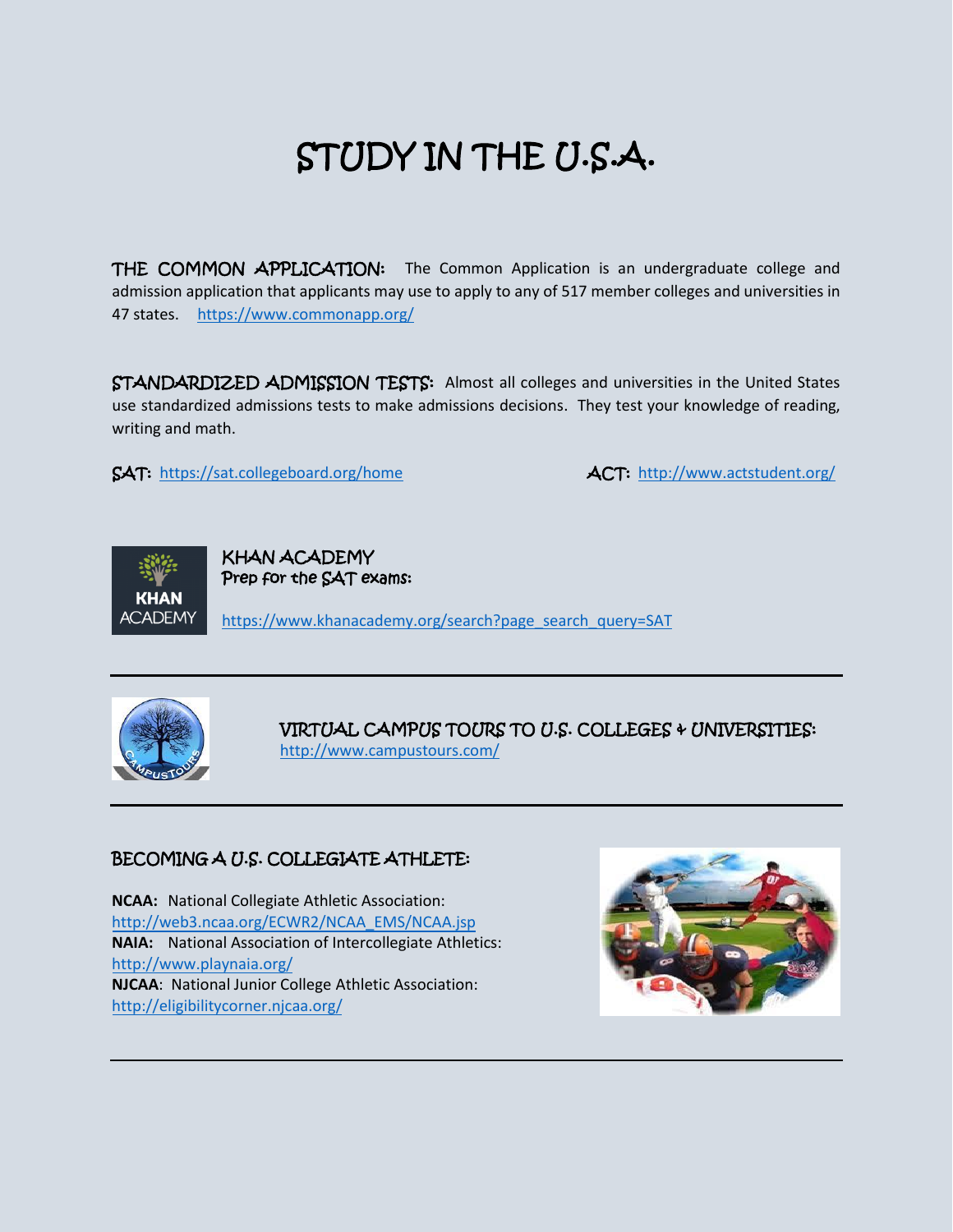# STUDY IN THE U.S.A.

**THE COMMON APPLICATION:** The Common Application is an undergraduate college and admission application that applicants may use to apply to any of 517 member colleges and universities in 47 states. https://www.commonapp.org/

**STANDARDIZED ADMISSION TESTS:** Almost all colleges and universities in the United States use standardized admissions tests to make admissions decisions. They test your knowledge of reading, writing and math.

**SAT:** https://sat.collegeboard.org/home

**ACT:** http://www.actstudent.org/

KHAN ACADEMY
Prep for the SAT exams:

https://www.khanacademy.org/search?page_search_query=SAT

---

VIRTUAL CAMPUS TOURS TO U.S. COLLEGES & UNIVERSITIES:
http://www.campustours.com/

---

## BECOMING A U.S. COLLEGIATE ATHLETE:

**NCAA:** National Collegiate Athletic Association:
http://web3.ncaa.org/ECWR2/NCAA_EMS/NCAA.jsp
**NAIA:** National Association of Intercollegiate Athletics:
http://www.playnaia.org/
**NJCAA**: National Junior College Athletic Association:
http://eligibilitycorner.njcaa.org/